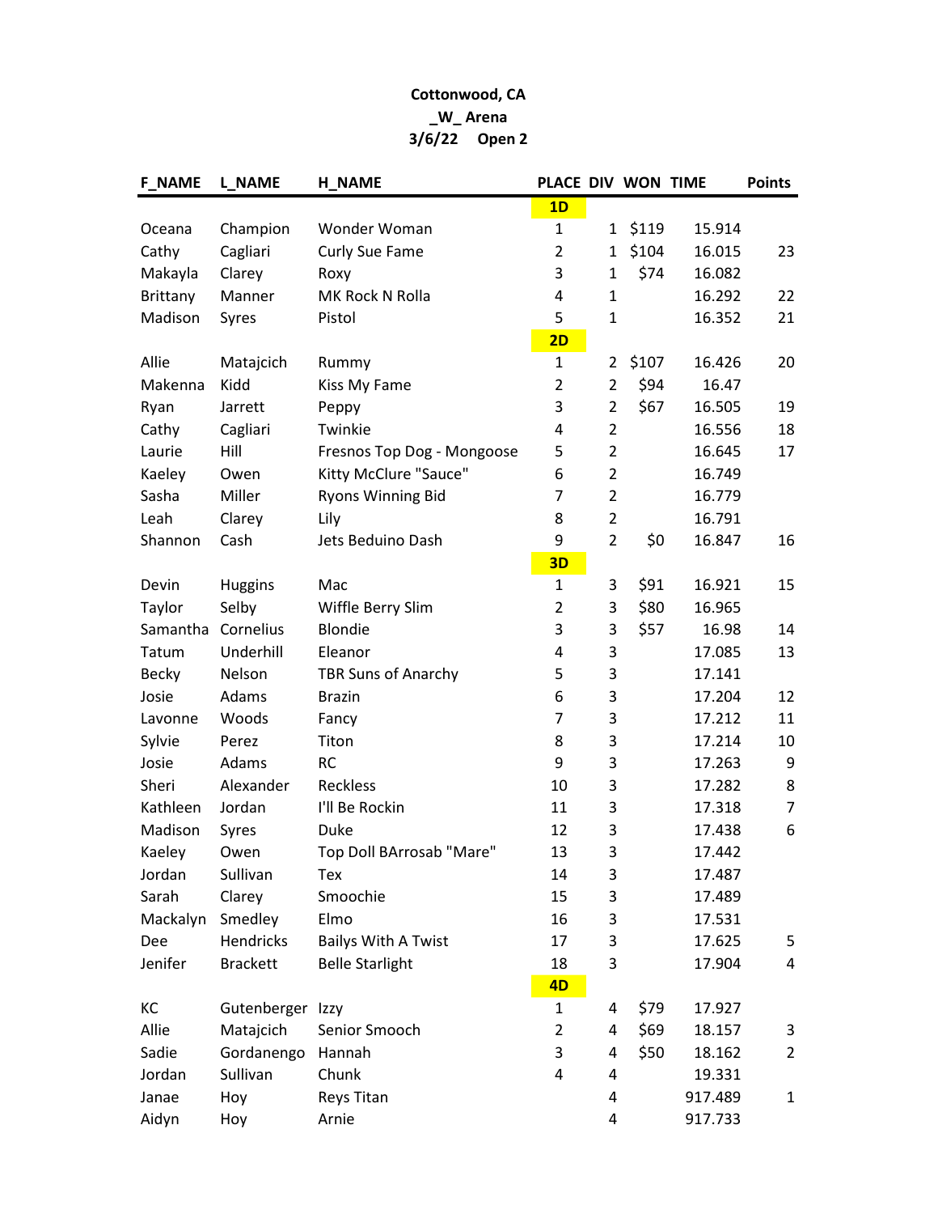**Cottonwood, CA**

**_W_ Arena**

**3/6/22 Open 2**

| F_NAME | L_NAME | H_NAME | PLACE | DIV | WON | TIME | Points |
|---|---|---|---|---|---|---|---|
| | | | **1D** | | | | |
| Oceana | Champion | Wonder Woman | 1 | 1 | $119 | 15.914 | |
| Cathy | Cagliari | Curly Sue Fame | 2 | 1 | $104 | 16.015 | 23 |
| Makayla | Clarey | Roxy | 3 | 1 | $74 | 16.082 | |
| Brittany | Manner | MK Rock N Rolla | 4 | 1 | | 16.292 | 22 |
| Madison | Syres | Pistol | 5 | 1 | | 16.352 | 21 |
| | | | **2D** | | | | |
| Allie | Matajcich | Rummy | 1 | 2 | $107 | 16.426 | 20 |
| Makenna | Kidd | Kiss My Fame | 2 | 2 | $94 | 16.47 | |
| Ryan | Jarrett | Peppy | 3 | 2 | $67 | 16.505 | 19 |
| Cathy | Cagliari | Twinkie | 4 | 2 | | 16.556 | 18 |
| Laurie | Hill | Fresnos Top Dog - Mongoose | 5 | 2 | | 16.645 | 17 |
| Kaeley | Owen | Kitty McClure "Sauce" | 6 | 2 | | 16.749 | |
| Sasha | Miller | Ryons Winning Bid | 7 | 2 | | 16.779 | |
| Leah | Clarey | Lily | 8 | 2 | | 16.791 | |
| Shannon | Cash | Jets Beduino Dash | 9 | 2 | $0 | 16.847 | 16 |
| | | | **3D** | | | | |
| Devin | Huggins | Mac | 1 | 3 | $91 | 16.921 | 15 |
| Taylor | Selby | Wiffle Berry Slim | 2 | 3 | $80 | 16.965 | |
| Samantha | Cornelius | Blondie | 3 | 3 | $57 | 16.98 | 14 |
| Tatum | Underhill | Eleanor | 4 | 3 | | 17.085 | 13 |
| Becky | Nelson | TBR Suns of Anarchy | 5 | 3 | | 17.141 | |
| Josie | Adams | Brazin | 6 | 3 | | 17.204 | 12 |
| Lavonne | Woods | Fancy | 7 | 3 | | 17.212 | 11 |
| Sylvie | Perez | Titon | 8 | 3 | | 17.214 | 10 |
| Josie | Adams | RC | 9 | 3 | | 17.263 | 9 |
| Sheri | Alexander | Reckless | 10 | 3 | | 17.282 | 8 |
| Kathleen | Jordan | I'll Be Rockin | 11 | 3 | | 17.318 | 7 |
| Madison | Syres | Duke | 12 | 3 | | 17.438 | 6 |
| Kaeley | Owen | Top Doll BArrosab "Mare" | 13 | 3 | | 17.442 | |
| Jordan | Sullivan | Tex | 14 | 3 | | 17.487 | |
| Sarah | Clarey | Smoochie | 15 | 3 | | 17.489 | |
| Mackalyn | Smedley | Elmo | 16 | 3 | | 17.531 | |
| Dee | Hendricks | Bailys With A Twist | 17 | 3 | | 17.625 | 5 |
| Jenifer | Brackett | Belle Starlight | 18 | 3 | | 17.904 | 4 |
| | | | **4D** | | | | |
| KC | Gutenberger | Izzy | 1 | 4 | $79 | 17.927 | |
| Allie | Matajcich | Senior Smooch | 2 | 4 | $69 | 18.157 | 3 |
| Sadie | Gordanengo | Hannah | 3 | 4 | $50 | 18.162 | 2 |
| Jordan | Sullivan | Chunk | 4 | 4 | | 19.331 | |
| Janae | Hoy | Reys Titan | | 4 | | 917.489 | 1 |
| Aidyn | Hoy | Arnie | | 4 | | 917.733 | |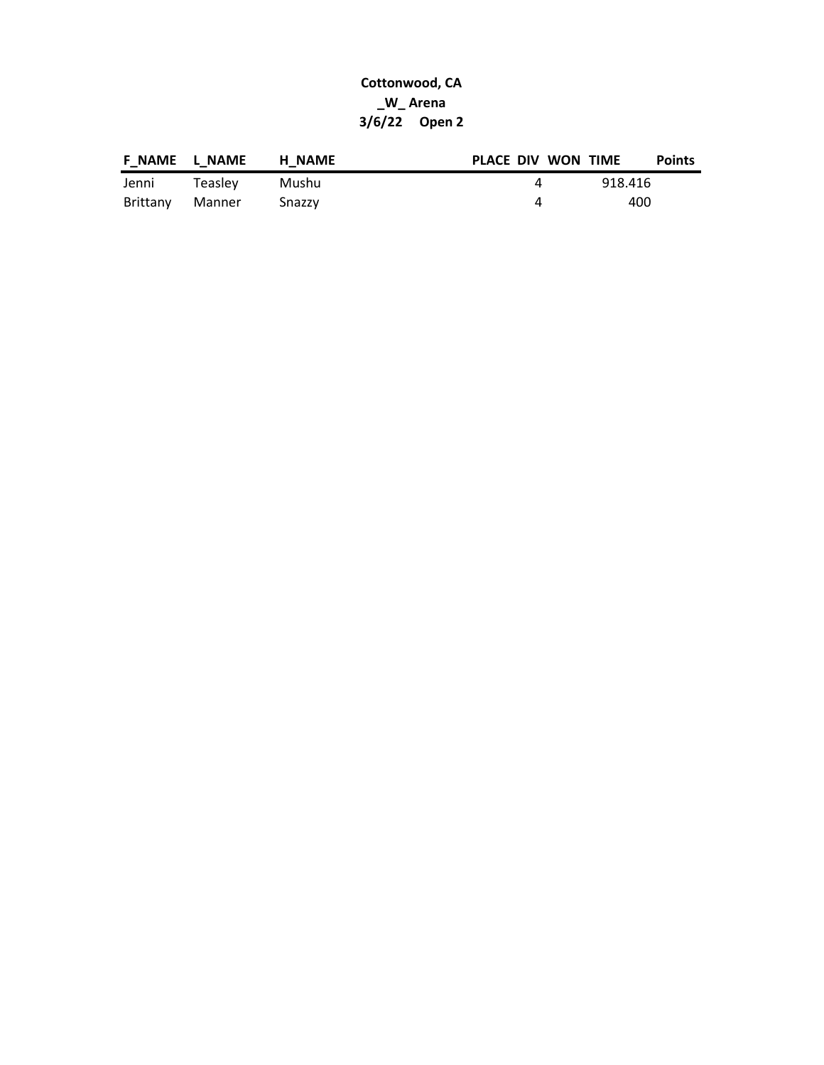**Cottonwood, CA**
**_W_ Arena**
**3/6/22 Open 2**

| F_NAME | L_NAME | H_NAME | PLACE | DIV | WON | TIME | Points |
|---|---|---|---|---|---|---|---|
| Jenni | Teasley | Mushu | | 4 | | 918.416 | |
| Brittany | Manner | Snazzy | | 4 | | 400 | |